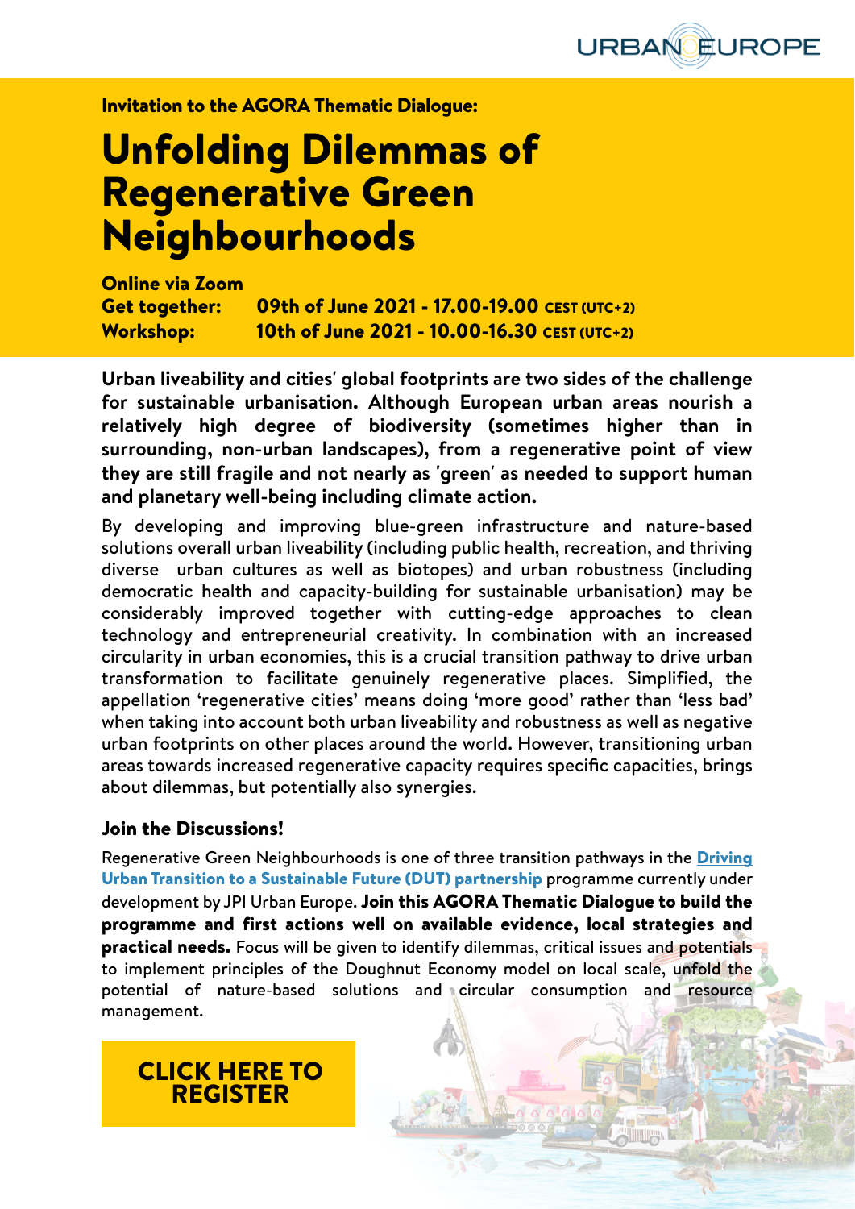URBAN EUROPE

Invitation to the AGORA Thematic Dialogue:

# Unfolding Dilemmas of Regenerative Green Neighbourhoods

**Online via Zoom**
**Get together: 09th of June 2021 - 17.00-19.00** CEST (UTC+2)
**Workshop: 10th of June 2021 - 10.00-16.30** CEST (UTC+2)

**Urban liveability and cities' global footprints are two sides of the challenge for sustainable urbanisation. Although European urban areas nourish a relatively high degree of biodiversity (sometimes higher than in surrounding, non-urban landscapes), from a regenerative point of view they are still fragile and not nearly as 'green' as needed to support human and planetary well-being including climate action.**

By developing and improving blue-green infrastructure and nature-based solutions overall urban liveability (including public health, recreation, and thriving diverse urban cultures as well as biotopes) and urban robustness (including democratic health and capacity-building for sustainable urbanisation) may be considerably improved together with cutting-edge approaches to clean technology and entrepreneurial creativity. In combination with an increased circularity in urban economies, this is a crucial transition pathway to drive urban transformation to facilitate genuinely regenerative places. Simplified, the appellation 'regenerative cities' means doing 'more good' rather than 'less bad' when taking into account both urban liveability and robustness as well as negative urban footprints on other places around the world. However, transitioning urban areas towards increased regenerative capacity requires specific capacities, brings about dilemmas, but potentially also synergies.

### Join the Discussions!

Regenerative Green Neighbourhoods is one of three transition pathways in the **Driving Urban Transition to a Sustainable Future (DUT) partnership** programme currently under development by JPI Urban Europe. **Join this AGORA Thematic Dialogue to build the programme and first actions well on available evidence, local strategies and practical needs.** Focus will be given to identify dilemmas, critical issues and potentials to implement principles of the Doughnut Economy model on local scale, unfold the potential of nature-based solutions and circular consumption and resource management.

**CLICK HERE TO REGISTER**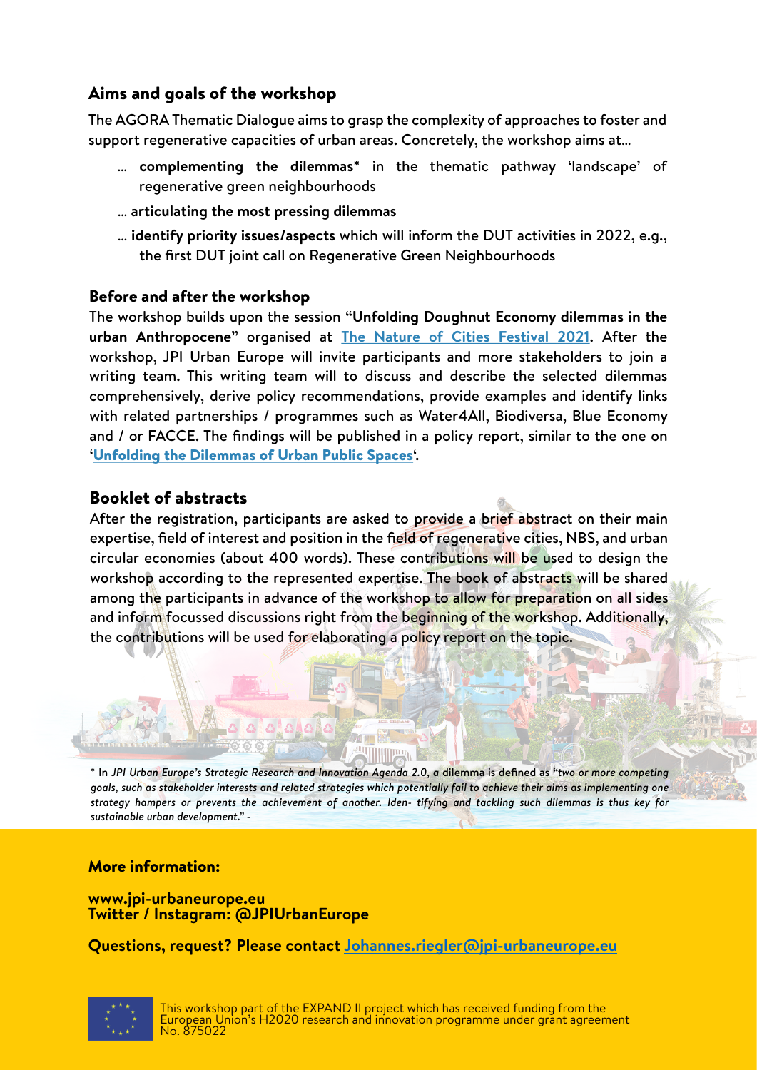## Aims and goals of the workshop

The AGORA Thematic Dialogue aims to grasp the complexity of approaches to foster and support regenerative capacities of urban areas. Concretely, the workshop aims at…

- … **complementing the dilemmas*** in the thematic pathway 'landscape' of regenerative green neighbourhoods
- … **articulating the most pressing dilemmas**
- … **identify priority issues/aspects** which will inform the DUT activities in 2022, e.g., the first DUT joint call on Regenerative Green Neighbourhoods

## Before and after the workshop

The workshop builds upon the session **"Unfolding Doughnut Economy dilemmas in the urban Anthropocene"** organised at **The Nature of Cities Festival 2021**. After the workshop, JPI Urban Europe will invite participants and more stakeholders to join a writing team. This writing team will to discuss and describe the selected dilemmas comprehensively, derive policy recommendations, provide examples and identify links with related partnerships / programmes such as Water4All, Biodiversa, Blue Economy and / or FACCE. The findings will be published in a policy report, similar to the one on '**Unfolding the Dilemmas of Urban Public Spaces**'.

## Booklet of abstracts

After the registration, participants are asked to provide a brief abstract on their main expertise, field of interest and position in the field of regenerative cities, NBS, and urban circular economies (about 400 words). These contributions will be used to design the workshop according to the represented expertise. The book of abstracts will be shared among the participants in advance of the workshop to allow for preparation on all sides and inform focussed discussions right from the beginning of the workshop. Additionally, the contributions will be used for elaborating a policy report on the topic.

* In *JPI Urban Europe's Strategic Research and Innovation Agenda 2.0*, a dilemma is defined as "*two or more competing goals, such as stakeholder interests and related strategies which potentially fail to achieve their aims as implementing one strategy hampers or prevents the achievement of another. Iden- tifying and tackling such dilemmas is thus key for sustainable urban development.*" -

**More information:**

**www.jpi-urbaneurope.eu**
**Twitter / Instagram: @JPIUrbanEurope**

**Questions, request? Please contact Johannes.riegler@jpi-urbaneurope.eu**

This workshop part of the EXPAND II project which has received funding from the European Union's H2020 research and innovation programme under grant agreement No. 875022